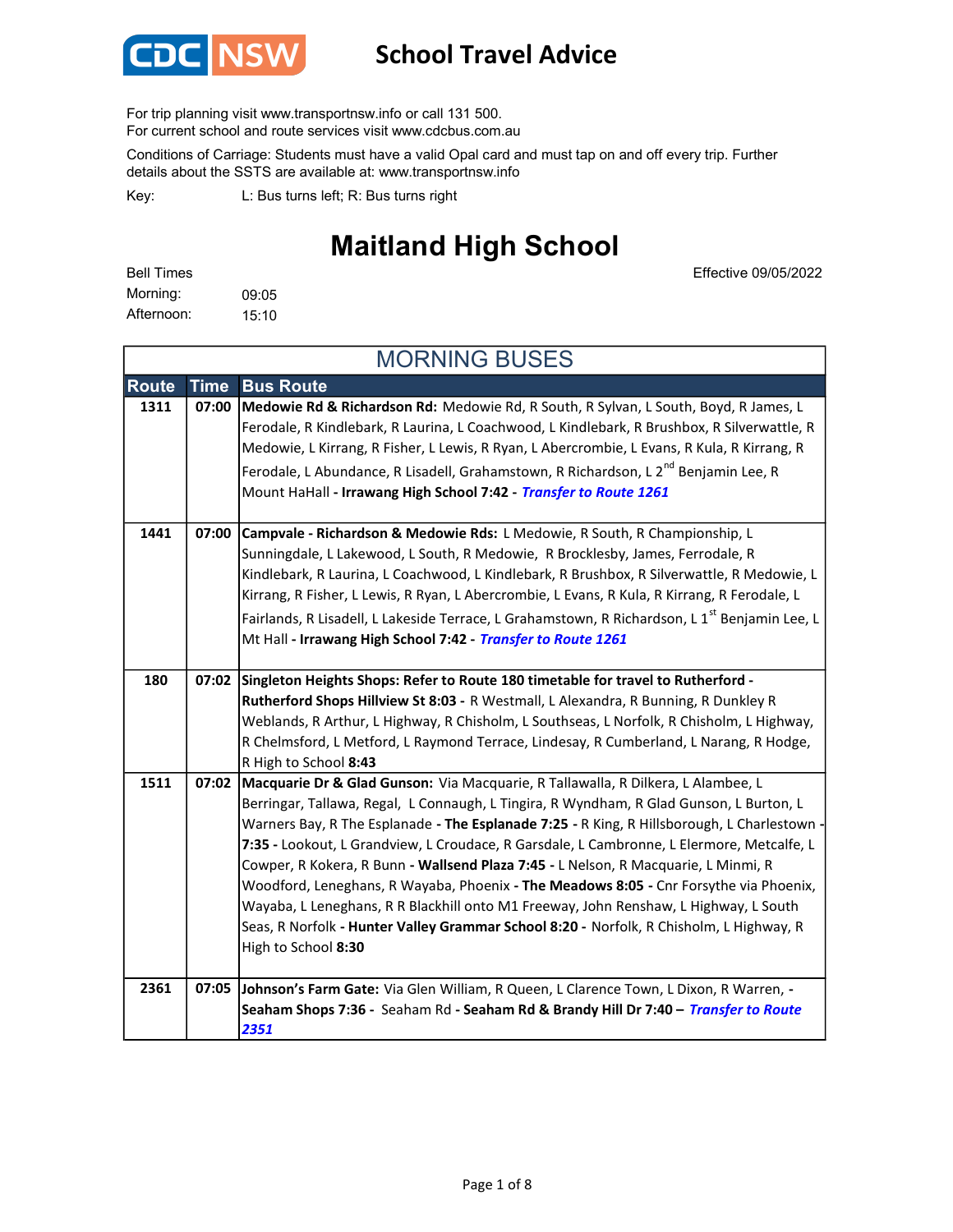CDC NSW

# School Travel Advice

For trip planning visit www.transportnsw.info or call 131 500.
For current school and route services visit www.cdcbus.com.au

Conditions of Carriage: Students must have a valid Opal card and must tap on and off every trip. Further details about the SSTS are available at: www.transportnsw.info

Key: L: Bus turns left; R: Bus turns right

## Maitland High School

Bell Times
Morning: 09:05
Afternoon: 15:10

Effective 09/05/2022

### MORNING BUSES

| Route | Time | Bus Route |
|---|---|---|
| 1311 | 07:00 | **Medowie Rd & Richardson Rd:** Medowie Rd, R South, R Sylvan, L South, Boyd, R James, L Ferodale, R Kindlebark, R Laurina, L Coachwood, L Kindlebark, R Brushbox, R Silverwattle, R Medowie, L Kirrang, R Fisher, L Lewis, R Ryan, L Abercrombie, L Evans, R Kula, R Kirrang, R Ferodale, L Abundance, R Lisadell, Grahamstown, R Richardson, L 2nd Benjamin Lee, R Mount HaHall **- Irrawang High School 7:42 -** ***Transfer to Route 1261*** |
| 1441 | 07:00 | **Campvale - Richardson & Medowie Rds:** L Medowie, R South, R Championship, L Sunningdale, L Lakewood, L South, R Medowie, R Brocklesby, James, Ferrodale, R Kindlebark, R Laurina, L Coachwood, L Kindlebark, R Brushbox, R Silverwattle, R Medowie, L Kirrang, R Fisher, L Lewis, R Ryan, L Abercrombie, L Evans, R Kula, R Kirrang, R Ferodale, L Fairlands, R Lisadell, L Lakeside Terrace, L Grahamstown, R Richardson, L 1st Benjamin Lee, L Mt Hall **- Irrawang High School 7:42 -** ***Transfer to Route 1261*** |
| 180 | 07:02 | **Singleton Heights Shops: Refer to Route 180 timetable for travel to Rutherford - Rutherford Shops Hillview St 8:03 -** R Westmall, L Alexandra, R Bunning, R Dunkley R Weblands, R Arthur, L Highway, R Chisholm, L Southseas, L Norfolk, R Chisholm, L Highway, R Chelmsford, L Metford, L Raymond Terrace, Lindesay, R Cumberland, L Narang, R Hodge, R High to School **8:43** |
| 1511 | 07:02 | **Macquarie Dr & Glad Gunson:** Via Macquarie, R Tallawalla, R Dilkera, L Alambee, L Berringar, Tallawa, Regal, L Connaugh, L Tingira, R Wyndham, R Glad Gunson, L Burton, L Warners Bay, R The Esplanade **- The Esplanade 7:25 -** R King, R Hillsborough, L Charlestown **- 7:35 -** Lookout, L Grandview, L Croudace, R Garsdale, L Cambronne, L Elermore, Metcalfe, L Cowper, R Kokera, R Bunn **- Wallsend Plaza 7:45 -** L Nelson, R Macquarie, L Minmi, R Woodford, Leneghans, R Wayaba, Phoenix **- The Meadows 8:05 -** Cnr Forsythe via Phoenix, Wayaba, L Leneghans, R R Blackhill onto M1 Freeway, John Renshaw, L Highway, L South Seas, R Norfolk **- Hunter Valley Grammar School 8:20 -** Norfolk, R Chisholm, L Highway, R High to School **8:30** |
| 2361 | 07:05 | **Johnson's Farm Gate:** Via Glen William, R Queen, L Clarence Town, L Dixon, R Warren, **- Seaham Shops 7:36 -** Seaham Rd **- Seaham Rd & Brandy Hill Dr 7:40 –** ***Transfer to Route 2351*** |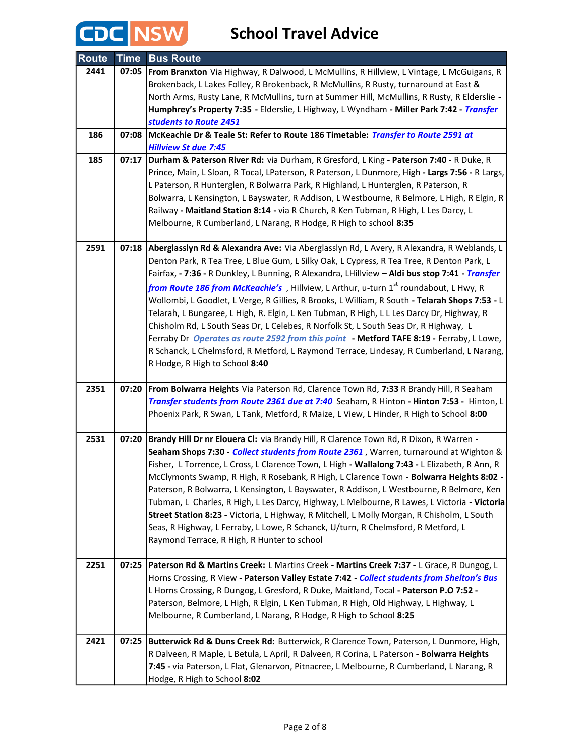# School Travel Advice

| Route | Time | Bus Route |
|---|---|---|
| 2441 | 07:05 | **From Branxton** Via Highway, R Dalwood, L McMullins, R Hillview, L Vintage, L McGuigans, R Brokenback, L Lakes Folley, R Brokenback, R McMullins, R Rusty, turnaround at East & North Arms, Rusty Lane, R McMullins, turn at Summer Hill, McMullins, R Rusty, R Elderslie - **Humphrey's Property 7:35** - Elderslie, L Highway, L Wyndham - **Miller Park 7:42** - ***Transfer students to Route 2451*** |
| 186 | 07:08 | **McKeachie Dr & Teale St: Refer to Route 186 Timetable:** ***Transfer to Route 2591 at Hillview St due 7:45*** |
| 185 | 07:17 | **Durham & Paterson River Rd:** via Durham, R Gresford, L King - **Paterson 7:40** - R Duke, R Prince, Main, L Sloan, R Tocal, LPaterson, R Paterson, L Dunmore, High - **Largs 7:56** - R Largs, L Paterson, R Hunterglen, R Bolwarra Park, R Highland, L Hunterglen, R Paterson, R Bolwarra, L Kensington, L Bayswater, R Addison, L Westbourne, R Belmore, L High, R Elgin, R Railway - **Maitland Station 8:14** - via R Church, R Ken Tubman, R High, L Les Darcy, L Melbourne, R Cumberland, L Narang, R Hodge, R High to school **8:35** |
| 2591 | 07:18 | **Aberglasslyn Rd & Alexandra Ave:** Via Aberglasslyn Rd, L Avery, R Alexandra, R Weblands, L Denton Park, R Tea Tree, L Blue Gum, L Silky Oak, L Cypress, R Tea Tree, R Denton Park, L Fairfax, - **7:36** - R Dunkley, L Bunning, R Alexandra, LHillview **– Aldi bus stop 7:41** - ***Transfer from Route 186 from McKeachie's*** , Hillview, L Arthur, u-turn 1st roundabout, L Hwy, R Wollombi, L Goodlet, L Verge, R Gillies, R Brooks, L William, R South - **Telarah Shops 7:53** - L Telarah, L Bungaree, L High, R. Elgin, L Ken Tubman, R High, L L Les Darcy Dr, Highway, R Chisholm Rd, L South Seas Dr, L Celebes, R Norfolk St, L South Seas Dr, R Highway, L Ferraby Dr *Operates as route 2592 from this point* - **Metford TAFE 8:19** - Ferraby, L Lowe, R Schanck, L Chelmsford, R Metford, L Raymond Terrace, Lindesay, R Cumberland, L Narang, R Hodge, R High to School **8:40** |
| 2351 | 07:20 | **From Bolwarra Heights** Via Paterson Rd, Clarence Town Rd, **7:33** R Brandy Hill, R Seaham ***Transfer students from Route 2361 due at 7:40*** Seaham, R Hinton - **Hinton 7:53** - Hinton, L Phoenix Park, R Swan, L Tank, Metford, R Maize, L View, L Hinder, R High to School **8:00** |
| 2531 | 07:20 | **Brandy Hill Dr nr Elouera Cl:** via Brandy Hill, R Clarence Town Rd, R Dixon, R Warren - **Seaham Shops 7:30** - ***Collect students from Route 2361*** , Warren, turnaround at Wighton & Fisher, L Torrence, L Cross, L Clarence Town, L High - **Wallalong 7:43** - L Elizabeth, R Ann, R McClymonts Swamp, R High, R Rosebank, R High, L Clarence Town - **Bolwarra Heights 8:02** - Paterson, R Bolwarra, L Kensington, L Bayswater, R Addison, L Westbourne, R Belmore, Ken Tubman, L Charles, R High, L Les Darcy, Highway, L Melbourne, R Lawes, L Victoria - **Victoria Street Station 8:23** - Victoria, L Highway, R Mitchell, L Molly Morgan, R Chisholm, L South Seas, R Highway, L Ferraby, L Lowe, R Schanck, U/turn, R Chelmsford, R Metford, L Raymond Terrace, R High, R Hunter to school |
| 2251 | 07:25 | **Paterson Rd & Martins Creek:** L Martins Creek - **Martins Creek 7:37** - L Grace, R Dungog, L Horns Crossing, R View - **Paterson Valley Estate 7:42** - ***Collect students from Shelton's Bus*** L Horns Crossing, R Dungog, L Gresford, R Duke, Maitland, Tocal - **Paterson P.O 7:52** - Paterson, Belmore, L High, R Elgin, L Ken Tubman, R High, Old Highway, L Highway, L Melbourne, R Cumberland, L Narang, R Hodge, R High to School **8:25** |
| 2421 | 07:25 | **Butterwick Rd & Duns Creek Rd:** Butterwick, R Clarence Town, Paterson, L Dunmore, High, R Dalveen, R Maple, L Betula, L April, R Dalveen, R Corina, L Paterson - **Bolwarra Heights 7:45** - via Paterson, L Flat, Glenarvon, Pitnacree, L Melbourne, R Cumberland, L Narang, R Hodge, R High to School **8:02** |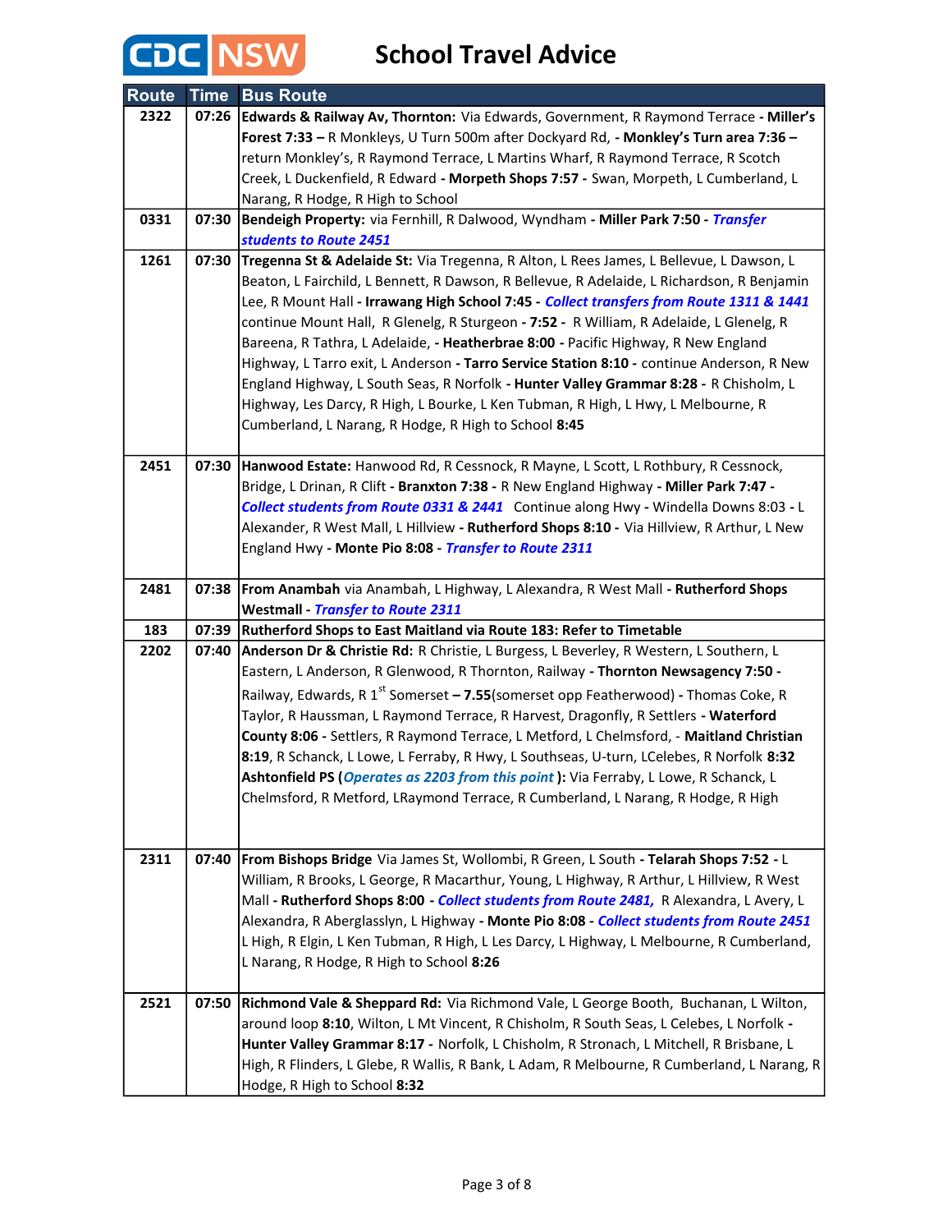# School Travel Advice

| Route | Time | Bus Route |
|---|---|---|
| 2322 | 07:26 | **Edwards & Railway Av, Thornton:** Via Edwards, Government, R Raymond Terrace **- Miller's Forest 7:33 –** R Monkleys, U Turn 500m after Dockyard Rd, **- Monkley's Turn area 7:36 –** return Monkley's, R Raymond Terrace, L Martins Wharf, R Raymond Terrace, R Scotch Creek, L Duckenfield, R Edward **- Morpeth Shops 7:57 -** Swan, Morpeth, L Cumberland, L Narang, R Hodge, R High to School |
| 0331 | 07:30 | **Bendeigh Property:** via Fernhill, R Dalwood, Wyndham **- Miller Park 7:50 -** ***Transfer students to Route 2451*** |
| 1261 | 07:30 | **Tregenna St & Adelaide St:** Via Tregenna, R Alton, L Rees James, L Bellevue, L Dawson, L Beaton, L Fairchild, L Bennett, R Dawson, R Bellevue, R Adelaide, L Richardson, R Benjamin Lee, R Mount Hall **- Irrawang High School 7:45 -** ***Collect transfers from Route 1311 & 1441*** continue Mount Hall, R Glenelg, R Sturgeon **- 7:52 -** R William, R Adelaide, L Glenelg, R Bareena, R Tathra, L Adelaide, **- Heatherbrae 8:00 -** Pacific Highway, R New England Highway, L Tarro exit, L Anderson **- Tarro Service Station 8:10 -** continue Anderson, R New England Highway, L South Seas, R Norfolk **- Hunter Valley Grammar 8:28 -** R Chisholm, L Highway, Les Darcy, R High, L Bourke, L Ken Tubman, R High, L Hwy, L Melbourne, R Cumberland, L Narang, R Hodge, R High to School **8:45** |
| 2451 | 07:30 | **Hanwood Estate:** Hanwood Rd, R Cessnock, R Mayne, L Scott, L Rothbury, R Cessnock, Bridge, L Drinan, R Clift **- Branxton 7:38 -** R New England Highway **- Miller Park 7:47 -** ***Collect students from Route 0331 & 2441*** Continue along Hwy **-** Windella Downs 8:03 **-** L Alexander, R West Mall, L Hillview **- Rutherford Shops 8:10 -** Via Hillview, R Arthur, L New England Hwy **- Monte Pio 8:08 -** ***Transfer to Route 2311*** |
| 2481 | 07:38 | **From Anambah** via Anambah, L Highway, L Alexandra, R West Mall **- Rutherford Shops Westmall -** ***Transfer to Route 2311*** |
| 183 | 07:39 | **Rutherford Shops to East Maitland via Route 183: Refer to Timetable** |
| 2202 | 07:40 | **Anderson Dr & Christie Rd:** R Christie, L Burgess, L Beverley, R Western, L Southern, L Eastern, L Anderson, R Glenwood, R Thornton, Railway **- Thornton Newsagency 7:50 -** Railway, Edwards, R 1st Somerset **– 7.55**(somerset opp Featherwood) **-** Thomas Coke, R Taylor, R Haussman, L Raymond Terrace, R Harvest, Dragonfly, R Settlers **- Waterford County 8:06 -** Settlers, R Raymond Terrace, L Metford, L Chelmsford, **- Maitland Christian 8:19**, R Schanck, L Lowe, L Ferraby, R Hwy, L Southseas, U-turn, LCelebes, R Norfolk **8:32 Ashtonfield PS (*Operates as 2203 from this point*):** Via Ferraby, L Lowe, R Schanck, L Chelmsford, R Metford, LRaymond Terrace, R Cumberland, L Narang, R Hodge, R High |
| 2311 | 07:40 | **From Bishops Bridge** Via James St, Wollombi, R Green, L South **- Telarah Shops 7:52 -** L William, R Brooks, L George, R Macarthur, Young, L Highway, R Arthur, L Hillview, R West Mall **- Rutherford Shops 8:00 -** ***Collect students from Route 2481,*** R Alexandra, L Avery, L Alexandra, R Aberglasslyn, L Highway **- Monte Pio 8:08 -** ***Collect students from Route 2451*** L High, R Elgin, L Ken Tubman, R High, L Les Darcy, L Highway, L Melbourne, R Cumberland, L Narang, R Hodge, R High to School **8:26** |
| 2521 | 07:50 | **Richmond Vale & Sheppard Rd:** Via Richmond Vale, L George Booth, Buchanan, L Wilton, around loop **8:10**, Wilton, L Mt Vincent, R Chisholm, R South Seas, L Celebes, L Norfolk **- Hunter Valley Grammar 8:17 -** Norfolk, L Chisholm, R Stronach, L Mitchell, R Brisbane, L High, R Flinders, L Glebe, R Wallis, R Bank, L Adam, R Melbourne, R Cumberland, L Narang, R Hodge, R High to School **8:32** |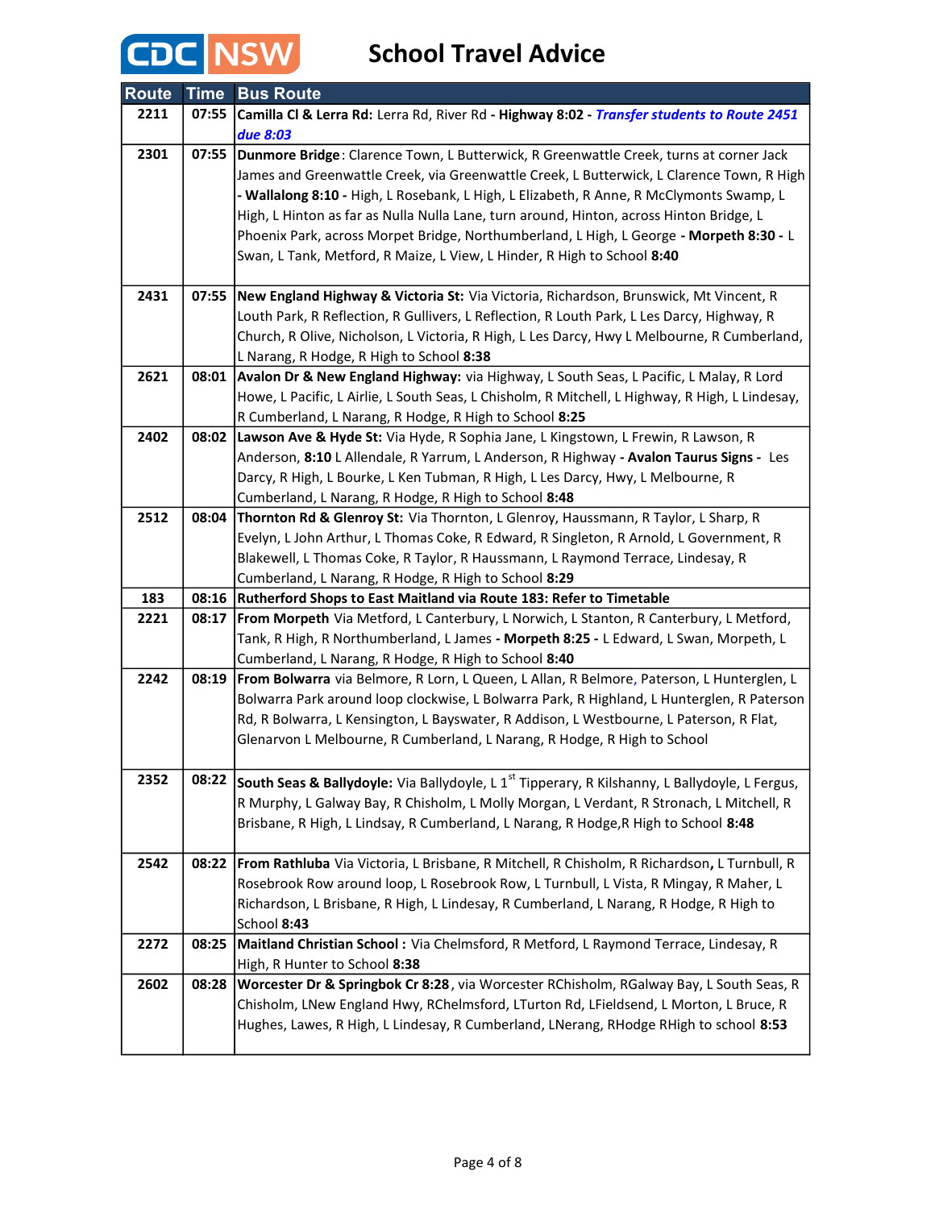# School Travel Advice

| Route | Time | Bus Route |
|---|---|---|
| 2211 | 07:55 | **Camilla Cl & Lerra Rd:** Lerra Rd, River Rd **- Highway 8:02 -** ***Transfer students to Route 2451 due 8:03*** |
| 2301 | 07:55 | **Dunmore Bridge**: Clarence Town, L Butterwick, R Greenwattle Creek, turns at corner Jack James and Greenwattle Creek, via Greenwattle Creek, L Butterwick, L Clarence Town, R High **- Wallalong 8:10 -** High, L Rosebank, L High, L Elizabeth, R Anne, R McClymonts Swamp, L High, L Hinton as far as Nulla Nulla Lane, turn around, Hinton, across Hinton Bridge, L Phoenix Park, across Morpet Bridge, Northumberland, L High, L George **- Morpeth 8:30 -** L Swan, L Tank, Metford, R Maize, L View, L Hinder, R High to School **8:40** |
| 2431 | 07:55 | **New England Highway & Victoria St:** Via Victoria, Richardson, Brunswick, Mt Vincent, R Louth Park, R Reflection, R Gullivers, L Reflection, R Louth Park, L Les Darcy, Highway, R Church, R Olive, Nicholson, L Victoria, R High, L Les Darcy, Hwy L Melbourne, R Cumberland, L Narang, R Hodge, R High to School **8:38** |
| 2621 | 08:01 | **Avalon Dr & New England Highway:** via Highway, L South Seas, L Pacific, L Malay, R Lord Howe, L Pacific, L Airlie, L South Seas, L Chisholm, R Mitchell, L Highway, R High, L Lindesay, R Cumberland, L Narang, R Hodge, R High to School **8:25** |
| 2402 | 08:02 | **Lawson Ave & Hyde St:** Via Hyde, R Sophia Jane, L Kingstown, L Frewin, R Lawson, R Anderson, **8:10** L Allendale, R Yarrum, L Anderson, R Highway **- Avalon Taurus Signs -** Les Darcy, R High, L Bourke, L Ken Tubman, R High, L Les Darcy, Hwy, L Melbourne, R Cumberland, L Narang, R Hodge, R High to School **8:48** |
| 2512 | 08:04 | **Thornton Rd & Glenroy St:** Via Thornton, L Glenroy, Haussmann, R Taylor, L Sharp, R Evelyn, L John Arthur, L Thomas Coke, R Edward, R Singleton, R Arnold, L Government, R Blakewell, L Thomas Coke, R Taylor, R Haussmann, L Raymond Terrace, Lindesay, R Cumberland, L Narang, R Hodge, R High to School **8:29** |
| 183 | 08:16 | **Rutherford Shops to East Maitland via Route 183: Refer to Timetable** |
| 2221 | 08:17 | **From Morpeth** Via Metford, L Canterbury, L Norwich, L Stanton, R Canterbury, L Metford, Tank, R High, R Northumberland, L James **- Morpeth 8:25 -** L Edward, L Swan, Morpeth, L Cumberland, L Narang, R Hodge, R High to School **8:40** |
| 2242 | 08:19 | **From Bolwarra** via Belmore, R Lorn, L Queen, L Allan, R Belmore, Paterson, L Hunterglen, L Bolwarra Park around loop clockwise, L Bolwarra Park, R Highland, L Hunterglen, R Paterson Rd, R Bolwarra, L Kensington, L Bayswater, R Addison, L Westbourne, L Paterson, R Flat, Glenarvon L Melbourne, R Cumberland, L Narang, R Hodge, R High to School |
| 2352 | 08:22 | **South Seas & Ballydoyle:** Via Ballydoyle, L 1st Tipperary, R Kilshanny, L Ballydoyle, L Fergus, R Murphy, L Galway Bay, R Chisholm, L Molly Morgan, L Verdant, R Stronach, L Mitchell, R Brisbane, R High, L Lindsay, R Cumberland, L Narang, R Hodge,R High to School **8:48** |
| 2542 | 08:22 | **From Rathluba** Via Victoria, L Brisbane, R Mitchell, R Chisholm, R Richardson**,** L Turnbull, R Rosebrook Row around loop, L Rosebrook Row, L Turnbull, L Vista, R Mingay, R Maher, L Richardson, L Brisbane, R High, L Lindesay, R Cumberland, L Narang, R Hodge, R High to School **8:43** |
| 2272 | 08:25 | **Maitland Christian School :** Via Chelmsford, R Metford, L Raymond Terrace, Lindesay, R High, R Hunter to School **8:38** |
| 2602 | 08:28 | **Worcester Dr & Springbok Cr 8:28**, via Worcester RChisholm, RGalway Bay, L South Seas, R Chisholm, LNew England Hwy, RChelmsford, LTurton Rd, LFieldsend, L Morton, L Bruce, R Hughes, Lawes, R High, L Lindesay, R Cumberland, LNerang, RHodge RHigh to school **8:53** |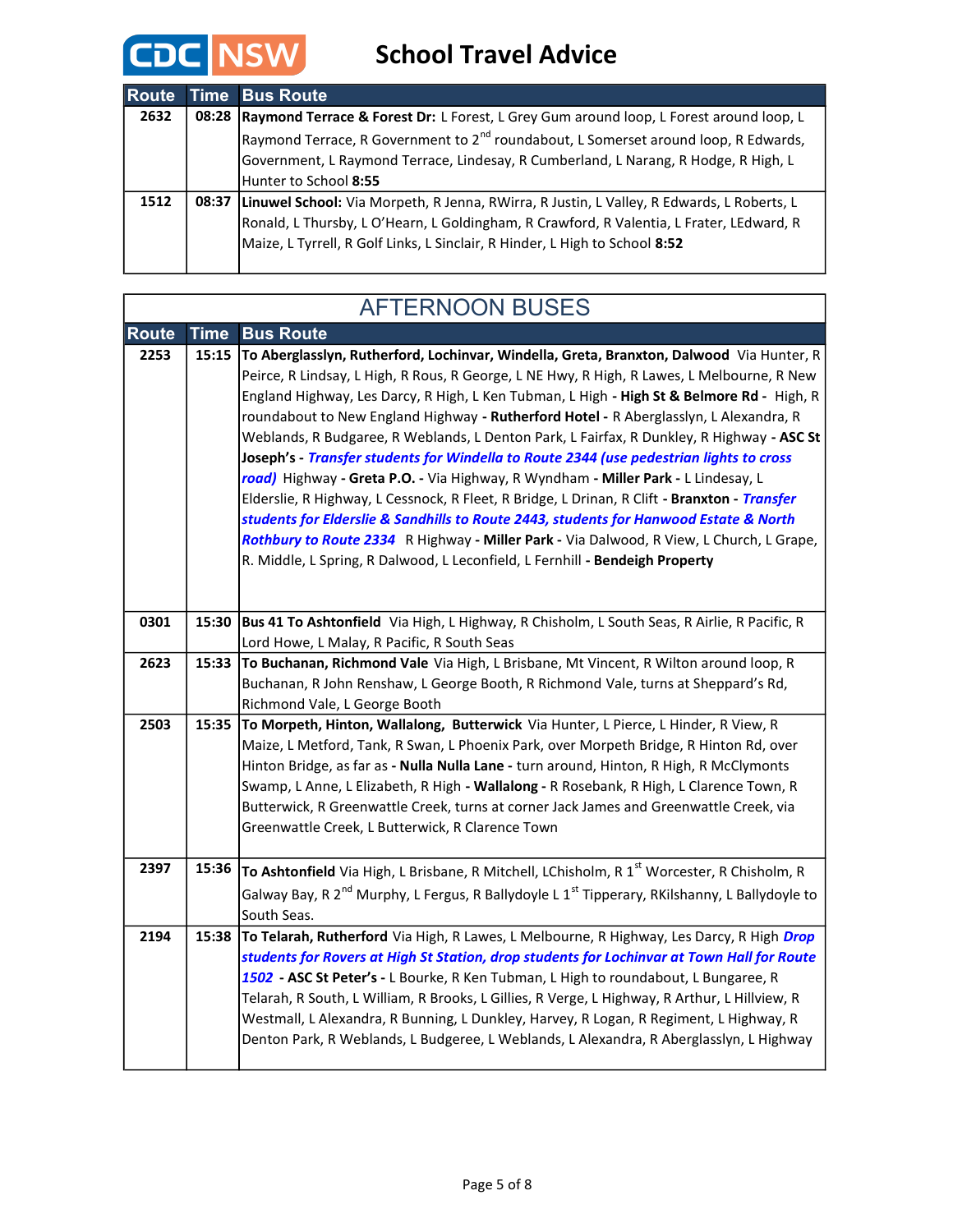# School Travel Advice

| Route | Time | Bus Route |
|---|---|---|
| 2632 | 08:28 | **Raymond Terrace & Forest Dr:** L Forest, L Grey Gum around loop, L Forest around loop, L Raymond Terrace, R Government to 2nd roundabout, L Somerset around loop, R Edwards, Government, L Raymond Terrace, Lindesay, R Cumberland, L Narang, R Hodge, R High, L Hunter to School **8:55** |
| 1512 | 08:37 | **Linuwel School:** Via Morpeth, R Jenna, RWirra, R Justin, L Valley, R Edwards, L Roberts, L Ronald, L Thursby, L O'Hearn, L Goldingham, R Crawford, R Valentia, L Frater, LEdward, R Maize, L Tyrrell, R Golf Links, L Sinclair, R Hinder, L High to School **8:52** |

## AFTERNOON BUSES

| Route | Time | Bus Route |
|---|---|---|
| 2253 | 15:15 | **To Aberglasslyn, Rutherford, Lochinvar, Windella, Greta, Branxton, Dalwood** Via Hunter, R Peirce, R Lindsay, L High, R Rous, R George, L NE Hwy, R High, R Lawes, L Melbourne, R New England Highway, Les Darcy, R High, L Ken Tubman, L High **- High St & Belmore Rd -** High, R roundabout to New England Highway **- Rutherford Hotel -** R Aberglasslyn, L Alexandra, R Weblands, R Budgaree, R Weblands, L Denton Park, L Fairfax, R Dunkley, R Highway **- ASC St Joseph's -** ***Transfer students for Windella to Route 2344 (use pedestrian lights to cross road)*** Highway **- Greta P.O. -** Via Highway, R Wyndham **- Miller Park -** L Lindesay, L Elderslie, R Highway, L Cessnock, R Fleet, R Bridge, L Drinan, R Clift **- Branxton -** ***Transfer students for Elderslie & Sandhills to Route 2443, students for Hanwood Estate & North Rothbury to Route 2334*** R Highway **- Miller Park -** Via Dalwood, R View, L Church, L Grape, R. Middle, L Spring, R Dalwood, L Leconfield, L Fernhill **- Bendeigh Property** |
| 0301 | 15:30 | **Bus 41 To Ashtonfield** Via High, L Highway, R Chisholm, L South Seas, R Airlie, R Pacific, R Lord Howe, L Malay, R Pacific, R South Seas |
| 2623 | 15:33 | **To Buchanan, Richmond Vale** Via High, L Brisbane, Mt Vincent, R Wilton around loop, R Buchanan, R John Renshaw, L George Booth, R Richmond Vale, turns at Sheppard's Rd, Richmond Vale, L George Booth |
| 2503 | 15:35 | **To Morpeth, Hinton, Wallalong, Butterwick** Via Hunter, L Pierce, L Hinder, R View, R Maize, L Metford, Tank, R Swan, L Phoenix Park, over Morpeth Bridge, R Hinton Rd, over Hinton Bridge, as far as **- Nulla Nulla Lane -** turn around, Hinton, R High, R McClymonts Swamp, L Anne, L Elizabeth, R High **- Wallalong -** R Rosebank, R High, L Clarence Town, R Butterwick, R Greenwattle Creek, turns at corner Jack James and Greenwattle Creek, via Greenwattle Creek, L Butterwick, R Clarence Town |
| 2397 | 15:36 | **To Ashtonfield** Via High, L Brisbane, R Mitchell, LChisholm, R 1st Worcester, R Chisholm, R Galway Bay, R 2nd Murphy, L Fergus, R Ballydoyle L 1st Tipperary, RKilshanny, L Ballydoyle to South Seas. |
| 2194 | 15:38 | **To Telarah, Rutherford** Via High, R Lawes, L Melbourne, R Highway, Les Darcy, R High ***Drop students for Rovers at High St Station, drop students for Lochinvar at Town Hall for Route 1502*** **- ASC St Peter's -** L Bourke, R Ken Tubman, L High to roundabout, L Bungaree, R Telarah, R South, L William, R Brooks, L Gillies, R Verge, L Highway, R Arthur, L Hillview, R Westmall, L Alexandra, R Bunning, L Dunkley, Harvey, R Logan, R Regiment, L Highway, R Denton Park, R Weblands, L Budgeree, L Weblands, L Alexandra, R Aberglasslyn, L Highway |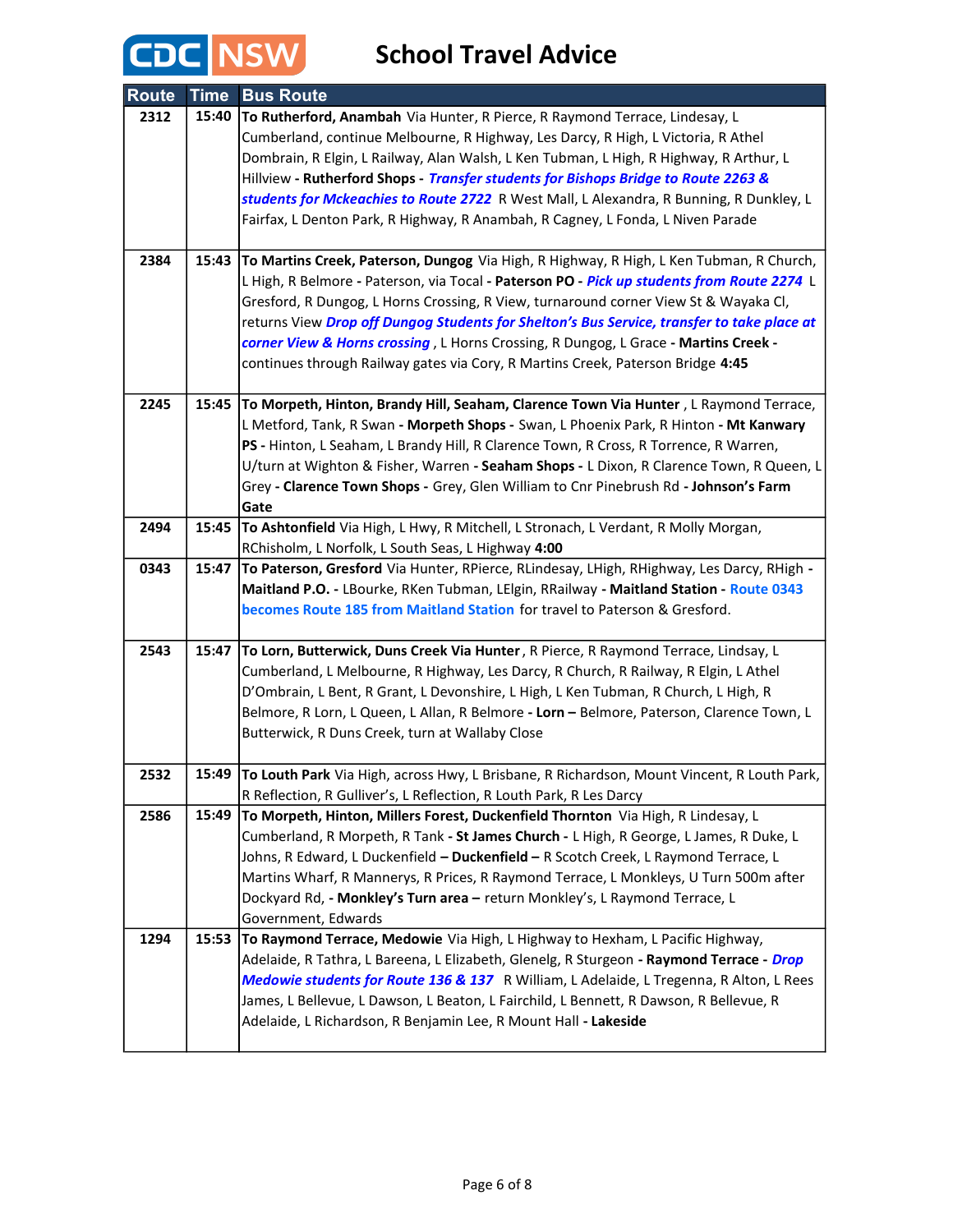# CDC NSW School Travel Advice

| Route | Time | Bus Route |
|---|---|---|
| 2312 | 15:40 | **To Rutherford, Anambah** Via Hunter, R Pierce, R Raymond Terrace, Lindesay, L Cumberland, continue Melbourne, R Highway, Les Darcy, R High, L Victoria, R Athel Dombrain, R Elgin, L Railway, Alan Walsh, L Ken Tubman, L High, R Highway, R Arthur, L Hillview - **Rutherford Shops** - ***Transfer students for Bishops Bridge to Route 2263 & students for Mckeachies to Route 2722*** R West Mall, L Alexandra, R Bunning, R Dunkley, L Fairfax, L Denton Park, R Highway, R Anambah, R Cagney, L Fonda, L Niven Parade |
| 2384 | 15:43 | **To Martins Creek, Paterson, Dungog** Via High, R Highway, R High, L Ken Tubman, R Church, L High, R Belmore - Paterson, via Tocal - **Paterson PO** - ***Pick up students from Route 2274*** L Gresford, R Dungog, L Horns Crossing, R View, turnaround corner View St & Wayaka Cl, returns View ***Drop off Dungog Students for Shelton's Bus Service, transfer to take place at corner View & Horns crossing*** , L Horns Crossing, R Dungog, L Grace - **Martins Creek** - continues through Railway gates via Cory, R Martins Creek, Paterson Bridge **4:45** |
| 2245 | 15:45 | **To Morpeth, Hinton, Brandy Hill, Seaham, Clarence Town Via Hunter** , L Raymond Terrace, L Metford, Tank, R Swan - **Morpeth Shops** - Swan, L Phoenix Park, R Hinton - **Mt Kanwary PS** - Hinton, L Seaham, L Brandy Hill, R Clarence Town, R Cross, R Torrence, R Warren, U/turn at Wighton & Fisher, Warren - **Seaham Shops** - L Dixon, R Clarence Town, R Queen, L Grey - **Clarence Town Shops** - Grey, Glen William to Cnr Pinebrush Rd - **Johnson's Farm Gate** |
| 2494 | 15:45 | **To Ashtonfield** Via High, L Hwy, R Mitchell, L Stronach, L Verdant, R Molly Morgan, RChisholm, L Norfolk, L South Seas, L Highway **4:00** |
| 0343 | 15:47 | **To Paterson, Gresford** Via Hunter, RPierce, RLindesay, LHigh, RHighway, Les Darcy, RHigh - **Maitland P.O.** - LBourke, RKen Tubman, LElgin, RRailway - **Maitland Station** - Route 0343 becomes Route 185 from Maitland Station for travel to Paterson & Gresford. |
| 2543 | 15:47 | **To Lorn, Butterwick, Duns Creek Via Hunter** , R Pierce, R Raymond Terrace, Lindsay, L Cumberland, L Melbourne, R Highway, Les Darcy, R Church, R Railway, R Elgin, L Athel D'Ombrain, L Bent, R Grant, L Devonshire, L High, L Ken Tubman, R Church, L High, R Belmore, R Lorn, L Queen, L Allan, R Belmore - **Lorn** – Belmore, Paterson, Clarence Town, L Butterwick, R Duns Creek, turn at Wallaby Close |
| 2532 | 15:49 | **To Louth Park** Via High, across Hwy, L Brisbane, R Richardson, Mount Vincent, R Louth Park, R Reflection, R Gulliver's, L Reflection, R Louth Park, R Les Darcy |
| 2586 | 15:49 | **To Morpeth, Hinton, Millers Forest, Duckenfield Thornton** Via High, R Lindesay, L Cumberland, R Morpeth, R Tank - **St James Church** - L High, R George, L James, R Duke, L Johns, R Edward, L Duckenfield – **Duckenfield** – R Scotch Creek, L Raymond Terrace, L Martins Wharf, R Mannerys, R Prices, R Raymond Terrace, L Monkleys, U Turn 500m after Dockyard Rd, - **Monkley's Turn area** – return Monkley's, L Raymond Terrace, L Government, Edwards |
| 1294 | 15:53 | **To Raymond Terrace, Medowie** Via High, L Highway to Hexham, L Pacific Highway, Adelaide, R Tathra, L Bareena, L Elizabeth, Glenelg, R Sturgeon - **Raymond Terrace** - ***Drop Medowie students for Route 136 & 137*** R William, L Adelaide, L Tregenna, R Alton, L Rees James, L Bellevue, L Dawson, L Beaton, L Fairchild, L Bennett, R Dawson, R Bellevue, R Adelaide, L Richardson, R Benjamin Lee, R Mount Hall - **Lakeside** |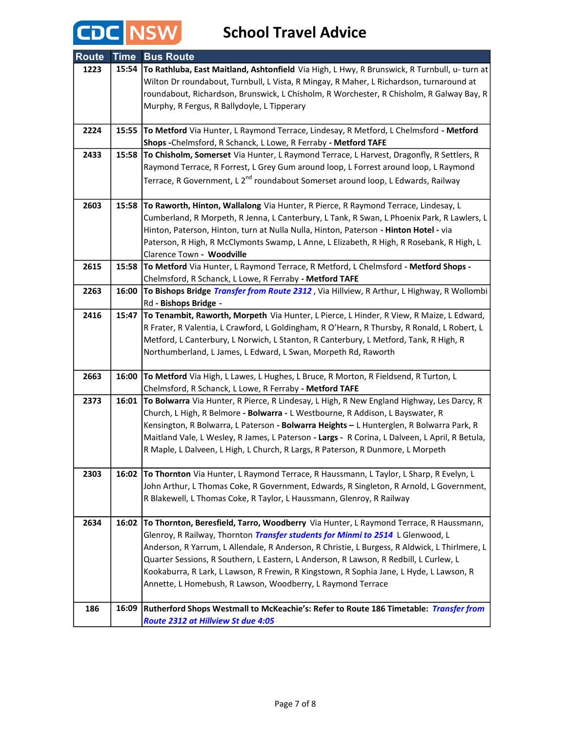# School Travel Advice

| Route | Time | Bus Route |
|---|---|---|
| 1223 | 15:54 | **To Rathluba, East Maitland, Ashtonfield** Via High, L Hwy, R Brunswick, R Turnbull, u- turn at Wilton Dr roundabout, Turnbull, L Vista, R Mingay, R Maher, L Richardson, turnaround at roundabout, Richardson, Brunswick, L Chisholm, R Worchester, R Chisholm, R Galway Bay, R Murphy, R Fergus, R Ballydoyle, L Tipperary |
| 2224 | 15:55 | **To Metford** Via Hunter, L Raymond Terrace, Lindesay, R Metford, L Chelmsford **- Metford Shops -**Chelmsford, R Schanck, L Lowe, R Ferraby **- Metford TAFE** |
| 2433 | 15:58 | **To Chisholm, Somerset** Via Hunter, L Raymond Terrace, L Harvest, Dragonfly, R Settlers, R Raymond Terrace, R Forrest, L Grey Gum around loop, L Forrest around loop, L Raymond Terrace, R Government, L 2nd roundabout Somerset around loop, L Edwards, Railway |
| 2603 | 15:58 | **To Raworth, Hinton, Wallalong** Via Hunter, R Pierce, R Raymond Terrace, Lindesay, L Cumberland, R Morpeth, R Jenna, L Canterbury, L Tank, R Swan, L Phoenix Park, R Lawlers, L Hinton, Paterson, Hinton, turn at Nulla Nulla, Hinton, Paterson **- Hinton Hotel -** via Paterson, R High, R McClymonts Swamp, L Anne, L Elizabeth, R High, R Rosebank, R High, L Clarence Town **- Woodville** |
| 2615 | 15:58 | **To Metford** Via Hunter, L Raymond Terrace, R Metford, L Chelmsford **- Metford Shops -** Chelmsford, R Schanck, L Lowe, R Ferraby **- Metford TAFE** |
| 2263 | 16:00 | **To Bishops Bridge** ***Transfer from Route 2312*** , Via Hillview, R Arthur, L Highway, R Wollombi Rd **- Bishops Bridge -** |
| 2416 | 15:47 | **To Tenambit, Raworth, Morpeth** Via Hunter, L Pierce, L Hinder, R View, R Maize, L Edward, R Frater, R Valentia, L Crawford, L Goldingham, R O'Hearn, R Thursby, R Ronald, L Robert, L Metford, L Canterbury, L Norwich, L Stanton, R Canterbury, L Metford, Tank, R High, R Northumberland, L James, L Edward, L Swan, Morpeth Rd, Raworth |
| 2663 | 16:00 | **To Metford** Via High, L Lawes, L Hughes, L Bruce, R Morton, R Fieldsend, R Turton, L Chelmsford, R Schanck, L Lowe, R Ferraby **- Metford TAFE** |
| 2373 | 16:01 | **To Bolwarra** Via Hunter, R Pierce, R Lindesay, L High, R New England Highway, Les Darcy, R Church, L High, R Belmore **- Bolwarra -** L Westbourne, R Addison, L Bayswater, R Kensington, R Bolwarra, L Paterson **- Bolwarra Heights –** L Hunterglen, R Bolwarra Park, R Maitland Vale, L Wesley, R James, L Paterson **- Largs -** R Corina, L Dalveen, L April, R Betula, R Maple, L Dalveen, L High, L Church, R Largs, R Paterson, R Dunmore, L Morpeth |
| 2303 | 16:02 | **To Thornton** Via Hunter, L Raymond Terrace, R Haussmann, L Taylor, L Sharp, R Evelyn, L John Arthur, L Thomas Coke, R Government, Edwards, R Singleton, R Arnold, L Government, R Blakewell, L Thomas Coke, R Taylor, L Haussmann, Glenroy, R Railway |
| 2634 | 16:02 | **To Thornton, Beresfield, Tarro, Woodberry** Via Hunter, L Raymond Terrace, R Haussmann, Glenroy, R Railway, Thornton ***Transfer students for Minmi to 2514*** L Glenwood, L Anderson, R Yarrum, L Allendale, R Anderson, R Christie, L Burgess, R Aldwick, L Thirlmere, L Quarter Sessions, R Southern, L Eastern, L Anderson, R Lawson, R Redbill, L Curlew, L Kookaburra, R Lark, L Lawson, R Frewin, R Kingstown, R Sophia Jane, L Hyde, L Lawson, R Annette, L Homebush, R Lawson, Woodberry, L Raymond Terrace |
| 186 | 16:09 | **Rutherford Shops Westmall to McKeachie's: Refer to Route 186 Timetable:** ***Transfer from Route 2312 at Hillview St due 4:05*** |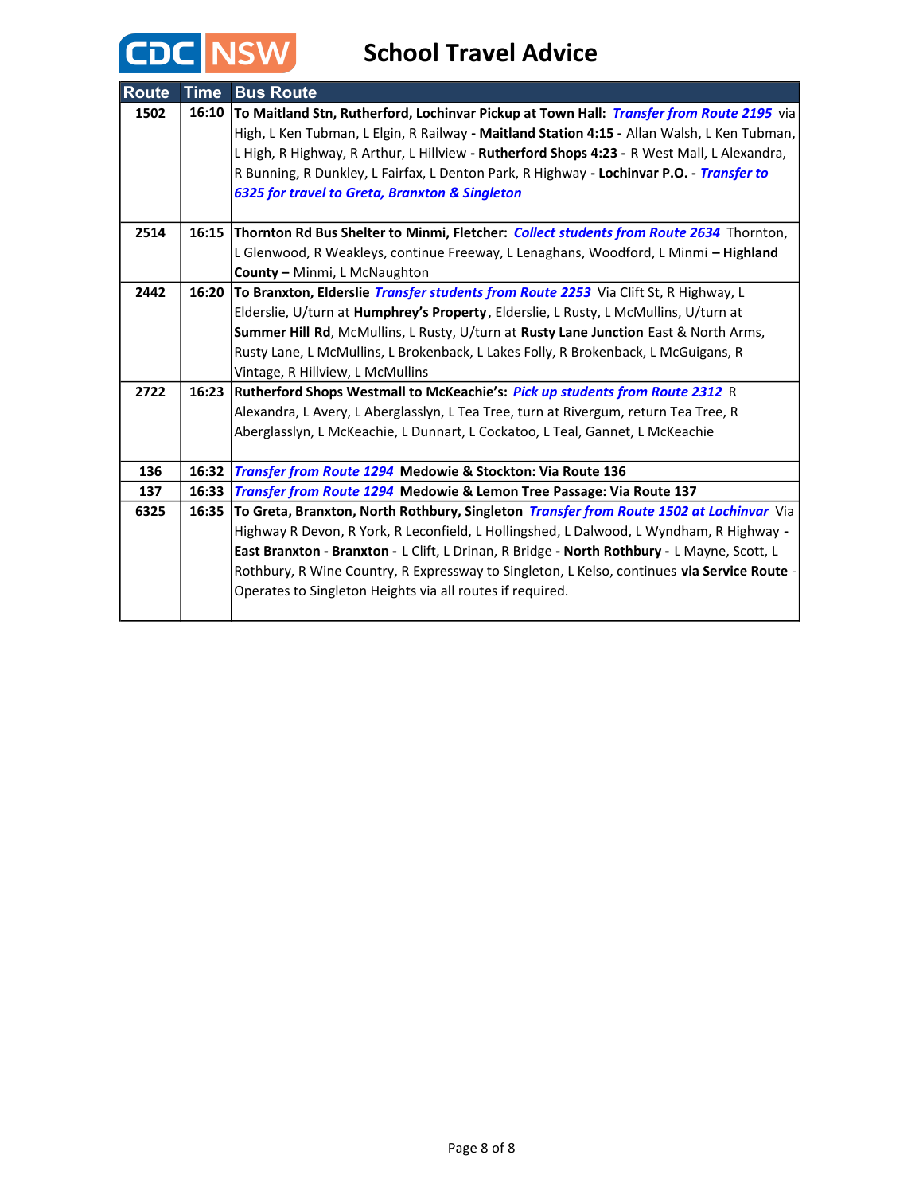# School Travel Advice

| Route | Time | Bus Route |
|---|---|---|
| 1502 | 16:10 | **To Maitland Stn, Rutherford, Lochinvar Pickup at Town Hall:** ***Transfer from Route 2195*** via High, L Ken Tubman, L Elgin, R Railway **- Maitland Station 4:15 -** Allan Walsh, L Ken Tubman, L High, R Highway, R Arthur, L Hillview **- Rutherford Shops 4:23 -** R West Mall, L Alexandra, R Bunning, R Dunkley, L Fairfax, L Denton Park, R Highway **- Lochinvar P.O. -** ***Transfer to 6325 for travel to Greta, Branxton & Singleton*** |
| 2514 | 16:15 | **Thornton Rd Bus Shelter to Minmi, Fletcher:** ***Collect students from Route 2634*** Thornton, L Glenwood, R Weakleys, continue Freeway, L Lenaghans, Woodford, L Minmi **– Highland County –** Minmi, L McNaughton |
| 2442 | 16:20 | **To Branxton, Elderslie** ***Transfer students from Route 2253*** Via Clift St, R Highway, L Elderslie, U/turn at **Humphrey's Property**, Elderslie, L Rusty, L McMullins, U/turn at **Summer Hill Rd**, McMullins, L Rusty, U/turn at **Rusty Lane Junction** East & North Arms, Rusty Lane, L McMullins, L Brokenback, L Lakes Folly, R Brokenback, L McGuigans, R Vintage, R Hillview, L McMullins |
| 2722 | 16:23 | **Rutherford Shops Westmall to McKeachie's:** ***Pick up students from Route 2312*** R Alexandra, L Avery, L Aberglasslyn, L Tea Tree, turn at Rivergum, return Tea Tree, R Aberglasslyn, L McKeachie, L Dunnart, L Cockatoo, L Teal, Gannet, L McKeachie |
| 136 | 16:32 | ***Transfer from Route 1294*** **Medowie & Stockton: Via Route 136** |
| 137 | 16:33 | ***Transfer from Route 1294*** **Medowie & Lemon Tree Passage: Via Route 137** |
| 6325 | 16:35 | **To Greta, Branxton, North Rothbury, Singleton** ***Transfer from Route 1502 at Lochinvar*** Via Highway R Devon, R York, R Leconfield, L Hollingshed, L Dalwood, L Wyndham, R Highway **- East Branxton - Branxton -** L Clift, L Drinan, R Bridge **- North Rothbury -** L Mayne, Scott, L Rothbury, R Wine Country, R Expressway to Singleton, L Kelso, continues **via Service Route** - Operates to Singleton Heights via all routes if required. |